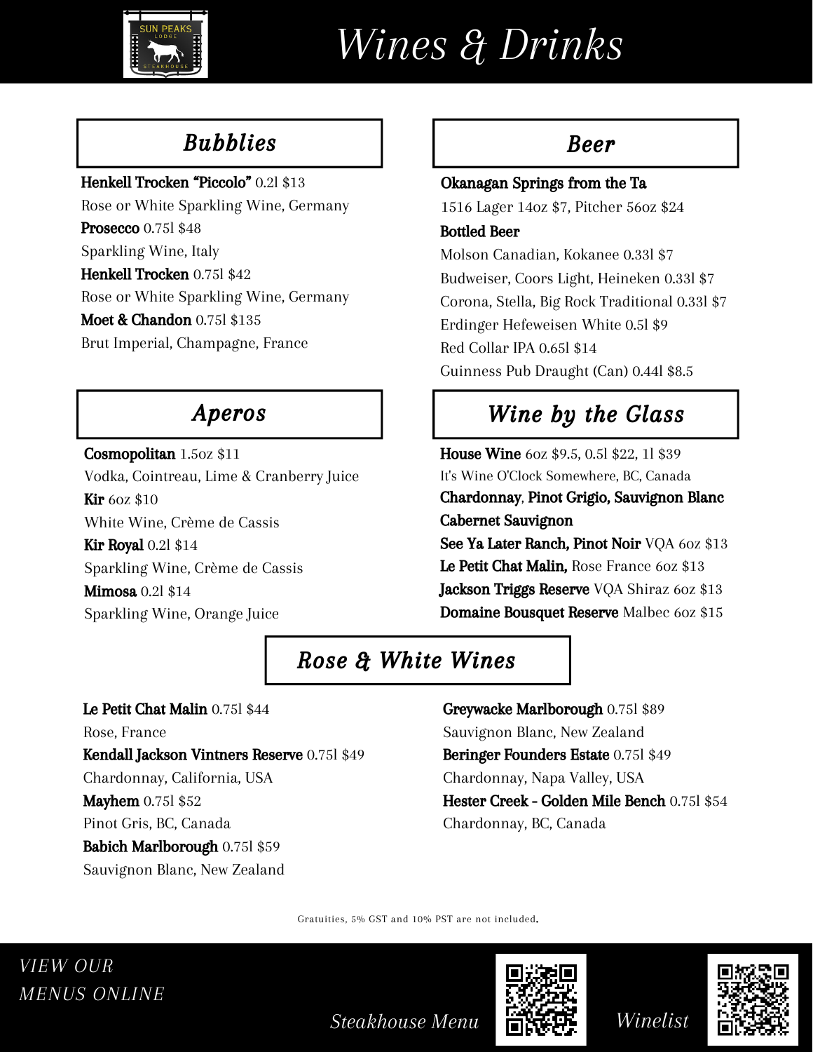# Wines & Drinks

## Bubblies

**Henkell Trocken "Piccolo"** 0.2l $13
Rose or White Sparkling Wine, Germany

**Prosecco** 0.75l $48
Sparkling Wine, Italy

**Henkell Trocken** 0.75l $42
Rose or White Sparkling Wine, Germany

**Moet & Chandon** 0.75l $135
Brut Imperial, Champagne, France

## Beer

**Okanagan Springs from the Ta**
1516 Lager 14oz $7, Pitcher 56oz $24

**Bottled Beer**
Molson Canadian, Kokanee 0.33l $7
Budweiser, Coors Light, Heineken 0.33l $7
Corona, Stella, Big Rock Traditional 0.33l $7
Erdinger Hefeweisen White 0.5l $9
Red Collar IPA 0.65l $14
Guinness Pub Draught (Can) 0.44l $8.5

## Aperos

**Cosmopolitan** 1.5oz $11
Vodka, Cointreau, Lime & Cranberry Juice

**Kir** 6oz $10
White Wine, Crème de Cassis

**Kir Royal** 0.2l $14
Sparkling Wine, Crème de Cassis

**Mimosa** 0.2l $14
Sparkling Wine, Orange Juice

## Wine by the Glass

**House Wine** 6oz $9.5, 0.5l $22, 1l $39
It's Wine O'Clock Somewhere, BC, Canada
**Chardonnay**, **Pinot Grigio, Sauvignon Blanc**
**Cabernet Sauvignon**

**See Ya Later Ranch, Pinot Noir** VQA 6oz $13
**Le Petit Chat Malin,** Rose France 6oz $13
**Jackson Triggs Reserve** VQA Shiraz 6oz $13
**Domaine Bousquet Reserve** Malbec 6oz $15

## Rose & White Wines

**Le Petit Chat Malin** 0.75l $44
Rose, France

**Kendall Jackson Vintners Reserve** 0.75l $49
Chardonnay, California, USA

**Mayhem** 0.75l $52
Pinot Gris, BC, Canada

**Babich Marlborough** 0.75l $59
Sauvignon Blanc, New Zealand

**Greywacke Marlborough** 0.75l $89
Sauvignon Blanc, New Zealand

**Beringer Founders Estate** 0.75l $49
Chardonnay, Napa Valley, USA

**Hester Creek - Golden Mile Bench** 0.75l $54
Chardonnay, BC, Canada

Gratuities, 5% GST and 10% PST are not included.

*VIEW OUR MENUS ONLINE*

*Steakhouse Menu*

*Winelist*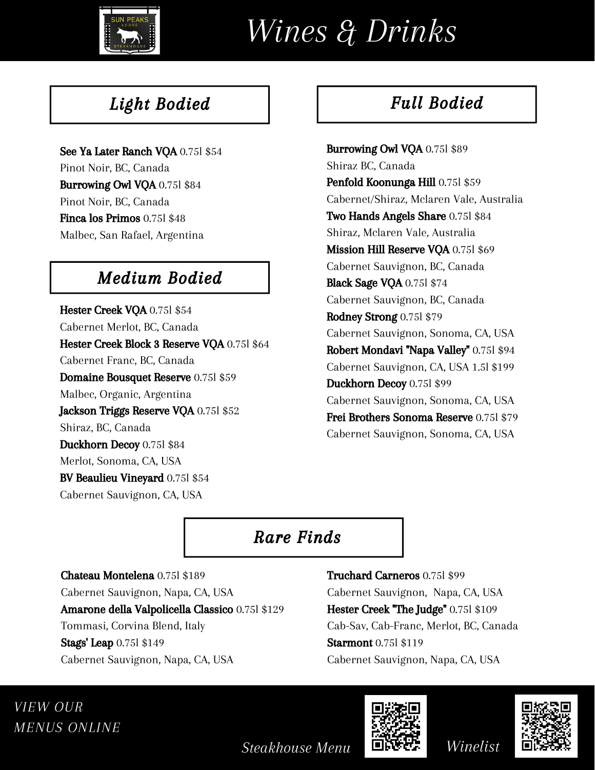# Wines & Drinks

## Light Bodied

**See Ya Later Ranch VQA** 0.75l $54
Pinot Noir, BC, Canada

**Burrowing Owl VQA** 0.75l $84
Pinot Noir, BC, Canada

**Finca los Primos** 0.75l $48
Malbec, San Rafael, Argentina

## Medium Bodied

**Hester Creek VQA** 0.75l $54
Cabernet Merlot, BC, Canada

**Hester Creek Block 3 Reserve VQA** 0.75l $64
Cabernet Franc, BC, Canada

**Domaine Bousquet Reserve** 0.75l $59
Malbec, Organic, Argentina

**Jackson Triggs Reserve VQA** 0.75l $52
Shiraz, BC, Canada

**Duckhorn Decoy** 0.75l $84
Merlot, Sonoma, CA, USA

**BV Beaulieu Vineyard** 0.75l $54
Cabernet Sauvignon, CA, USA

## Full Bodied

**Burrowing Owl VQA** 0.75l $89
Shiraz BC, Canada

**Penfold Koonunga Hill** 0.75l $59
Cabernet/Shiraz, Mclaren Vale, Australia

**Two Hands Angels Share** 0.75l $84
Shiraz, Mclaren Vale, Australia

**Mission Hill Reserve VQA** 0.75l $69
Cabernet Sauvignon, BC, Canada

**Black Sage VQA** 0.75l $74
Cabernet Sauvignon, BC, Canada

**Rodney Strong** 0.75l $79
Cabernet Sauvignon, Sonoma, CA, USA

**Robert Mondavi "Napa Valley"** 0.75l $94
Cabernet Sauvignon, CA, USA 1.5l $199

**Duckhorn Decoy** 0.75l $99
Cabernet Sauvignon, Sonoma, CA, USA

**Frei Brothers Sonoma Reserve** 0.75l $79
Cabernet Sauvignon, Sonoma, CA, USA

## Rare Finds

**Chateau Montelena** 0.75l $189
Cabernet Sauvignon, Napa, CA, USA

**Amarone della Valpolicella Classico** 0.75l $129
Tommasi, Corvina Blend, Italy

**Stags' Leap** 0.75l $149
Cabernet Sauvignon, Napa, CA, USA

**Truchard Carneros** 0.75l $99
Cabernet Sauvignon, Napa, CA, USA

**Hester Creek "The Judge"** 0.75l $109
Cab-Sav, Cab-Franc, Merlot, BC, Canada

**Starmont** 0.75l $119
Cabernet Sauvignon, Napa, CA, USA

*VIEW OUR MENUS ONLINE*

*Steakhouse Menu*

*Winelist*